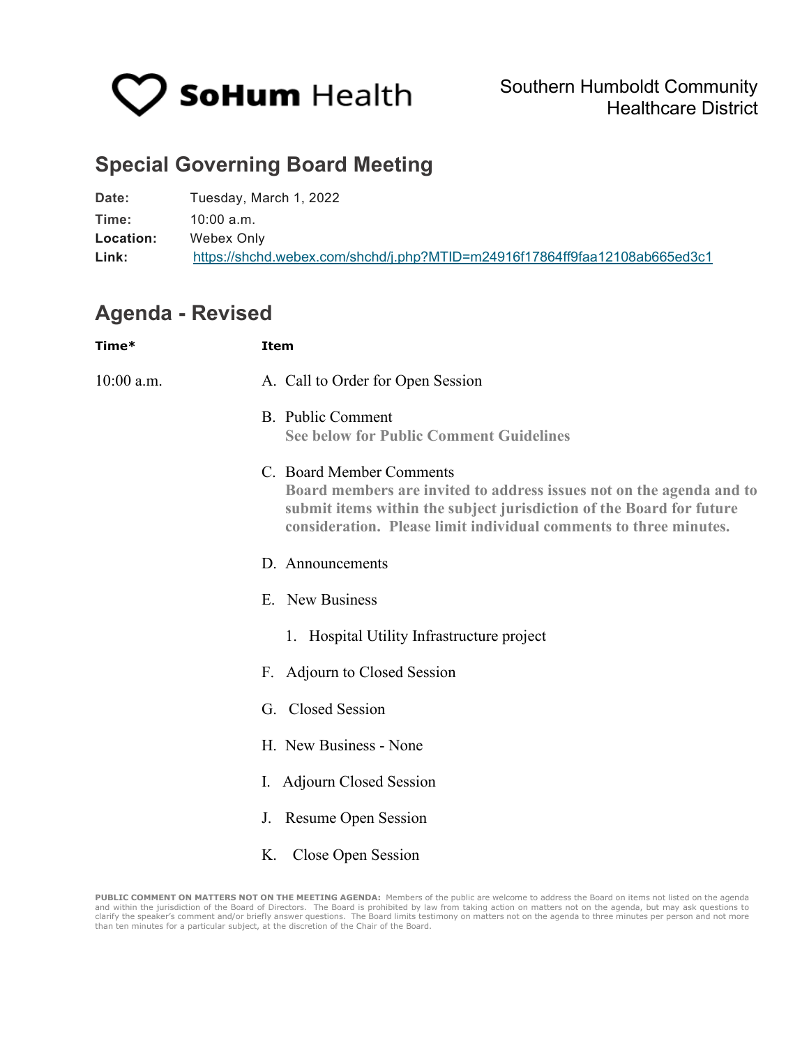SoHum Health

Southern Humboldt Community Healthcare District

## Special Governing Board Meeting

**Date:** Tuesday, March 1, 2022
**Time:** 10:00 a.m.
**Location:** Webex Only
**Link:** https://shchd.webex.com/shchd/j.php?MTID=m24916f17864ff9faa12108ab665ed3c1

## Agenda - Revised

| Time* | Item |
|---|---|
| 10:00 a.m. | A. Call to Order for Open Session |
| | B. Public Comment<br>**See below for Public Comment Guidelines** |
| | C. Board Member Comments<br>**Board members are invited to address issues not on the agenda and to submit items within the subject jurisdiction of the Board for future consideration. Please limit individual comments to three minutes.** |
| | D. Announcements |
| | E. New Business |
| | 1. Hospital Utility Infrastructure project |
| | F. Adjourn to Closed Session |
| | G. Closed Session |
| | H. New Business - None |
| | I. Adjourn Closed Session |
| | J. Resume Open Session |
| | K. Close Open Session |

**PUBLIC COMMENT ON MATTERS NOT ON THE MEETING AGENDA:** Members of the public are welcome to address the Board on items not listed on the agenda and within the jurisdiction of the Board of Directors. The Board is prohibited by law from taking action on matters not on the agenda, but may ask questions to clarify the speaker's comment and/or briefly answer questions. The Board limits testimony on matters not on the agenda to three minutes per person and not more than ten minutes for a particular subject, at the discretion of the Chair of the Board.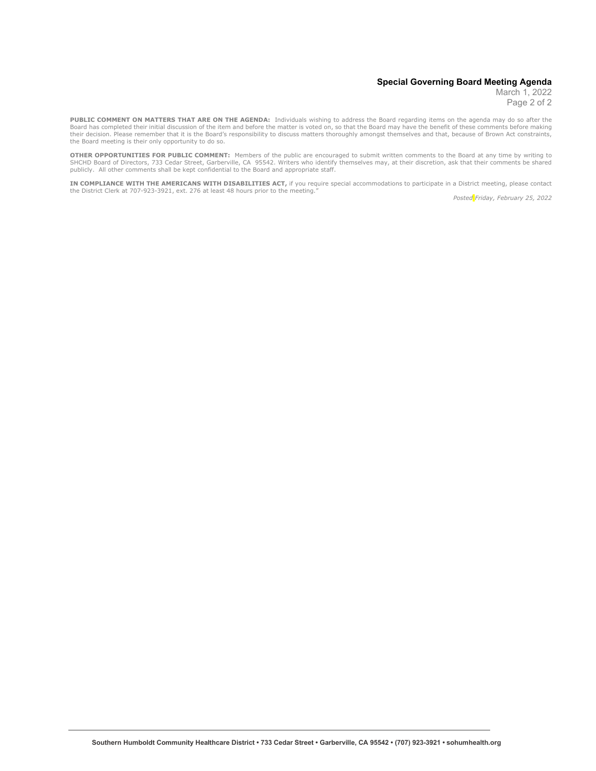**PUBLIC COMMENT ON MATTERS THAT ARE ON THE AGENDA:** Individuals wishing to address the Board regarding items on the agenda may do so after the Board has completed their initial discussion of the item and before the matter is voted on, so that the Board may have the benefit of these comments before making their decision. Please remember that it is the Board's responsibility to discuss matters thoroughly amongst themselves and that, because of Brown Act constraints, the Board meeting is their only opportunity to do so.

**OTHER OPPORTUNITIES FOR PUBLIC COMMENT:** Members of the public are encouraged to submit written comments to the Board at any time by writing to SHCHD Board of Directors, 733 Cedar Street, Garberville, CA 95542. Writers who identify themselves may, at their discretion, ask that their comments be shared publicly. All other comments shall be kept confidential to the Board and appropriate staff.

**IN COMPLIANCE WITH THE AMERICANS WITH DISABILITIES ACT,** if you require special accommodations to participate in a District meeting, please contact the District Clerk at 707-923-3921, ext. 276 at least 48 hours prior to the meeting."

*Posted Friday, February 25, 2022*